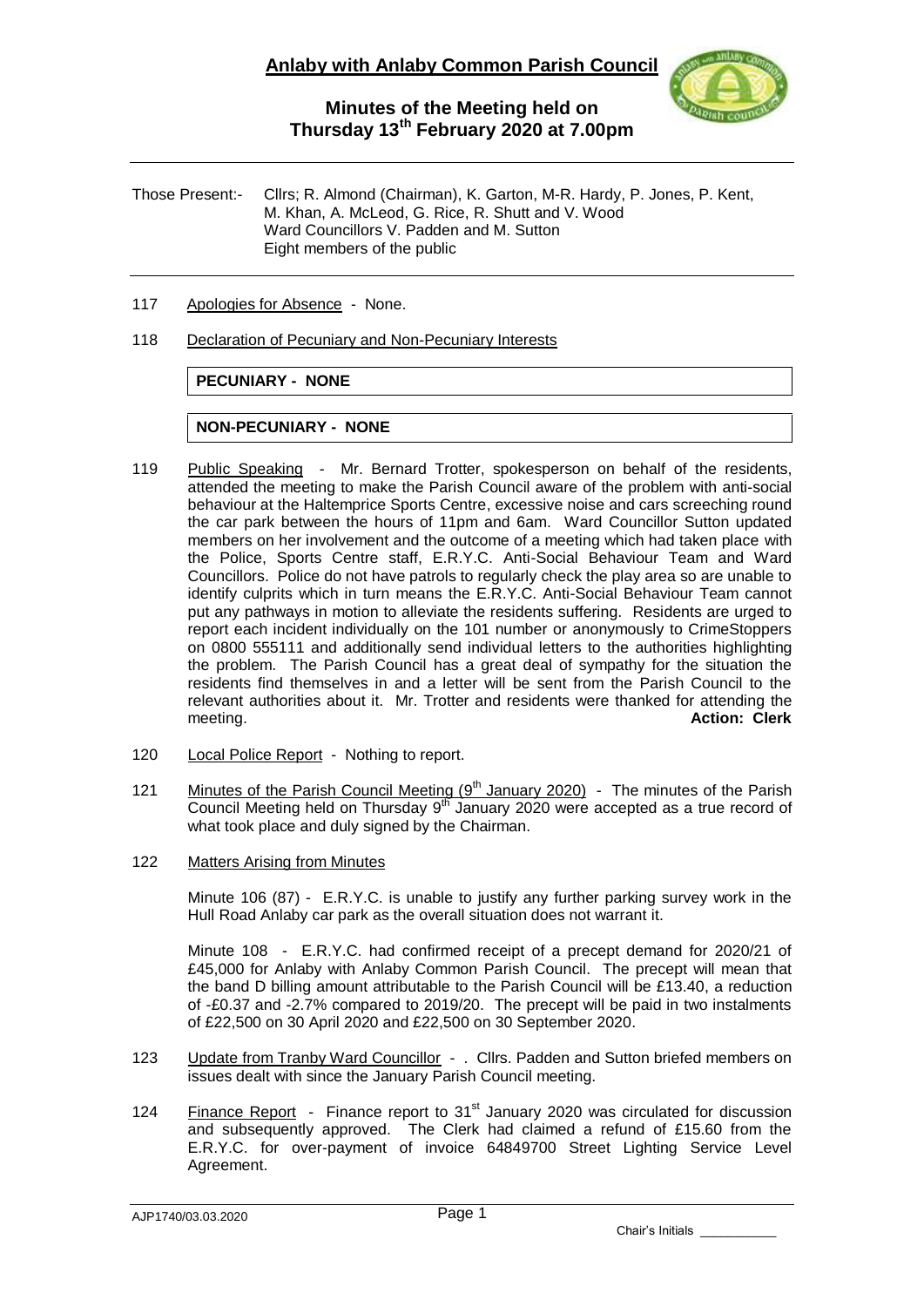# Anlaby with Anlaby Common Parish Council

## Minutes of the Meeting held on Thursday 13th February 2020 at 7.00pm

Those Present:- Cllrs; R. Almond (Chairman), K. Garton, M-R. Hardy, P. Jones, P. Kent, M. Khan, A. McLeod, G. Rice, R. Shutt and V. Wood
Ward Councillors V. Padden and M. Sutton
Eight members of the public

117 Apologies for Absence - None.

118 Declaration of Pecuniary and Non-Pecuniary Interests

**PECUNIARY - NONE**

**NON-PECUNIARY - NONE**

119 Public Speaking - Mr. Bernard Trotter, spokesperson on behalf of the residents, attended the meeting to make the Parish Council aware of the problem with anti-social behaviour at the Haltemprice Sports Centre, excessive noise and cars screeching round the car park between the hours of 11pm and 6am. Ward Councillor Sutton updated members on her involvement and the outcome of a meeting which had taken place with the Police, Sports Centre staff, E.R.Y.C. Anti-Social Behaviour Team and Ward Councillors. Police do not have patrols to regularly check the play area so are unable to identify culprits which in turn means the E.R.Y.C. Anti-Social Behaviour Team cannot put any pathways in motion to alleviate the residents suffering. Residents are urged to report each incident individually on the 101 number or anonymously to CrimeStoppers on 0800 555111 and additionally send individual letters to the authorities highlighting the problem. The Parish Council has a great deal of sympathy for the situation the residents find themselves in and a letter will be sent from the Parish Council to the relevant authorities about it. Mr. Trotter and residents were thanked for attending the meeting. **Action: Clerk**

120 Local Police Report - Nothing to report.

121 Minutes of the Parish Council Meeting (9th January 2020) - The minutes of the Parish Council Meeting held on Thursday 9th January 2020 were accepted as a true record of what took place and duly signed by the Chairman.

122 Matters Arising from Minutes

Minute 106 (87) - E.R.Y.C. is unable to justify any further parking survey work in the Hull Road Anlaby car park as the overall situation does not warrant it.

Minute 108 - E.R.Y.C. had confirmed receipt of a precept demand for 2020/21 of £45,000 for Anlaby with Anlaby Common Parish Council. The precept will mean that the band D billing amount attributable to the Parish Council will be £13.40, a reduction of -£0.37 and -2.7% compared to 2019/20. The precept will be paid in two instalments of £22,500 on 30 April 2020 and £22,500 on 30 September 2020.

123 Update from Tranby Ward Councillor - . Cllrs. Padden and Sutton briefed members on issues dealt with since the January Parish Council meeting.

124 Finance Report - Finance report to 31st January 2020 was circulated for discussion and subsequently approved. The Clerk had claimed a refund of £15.60 from the E.R.Y.C. for over-payment of invoice 64849700 Street Lighting Service Level Agreement.

AJP1740/03.03.2020

Chair's Initials ___________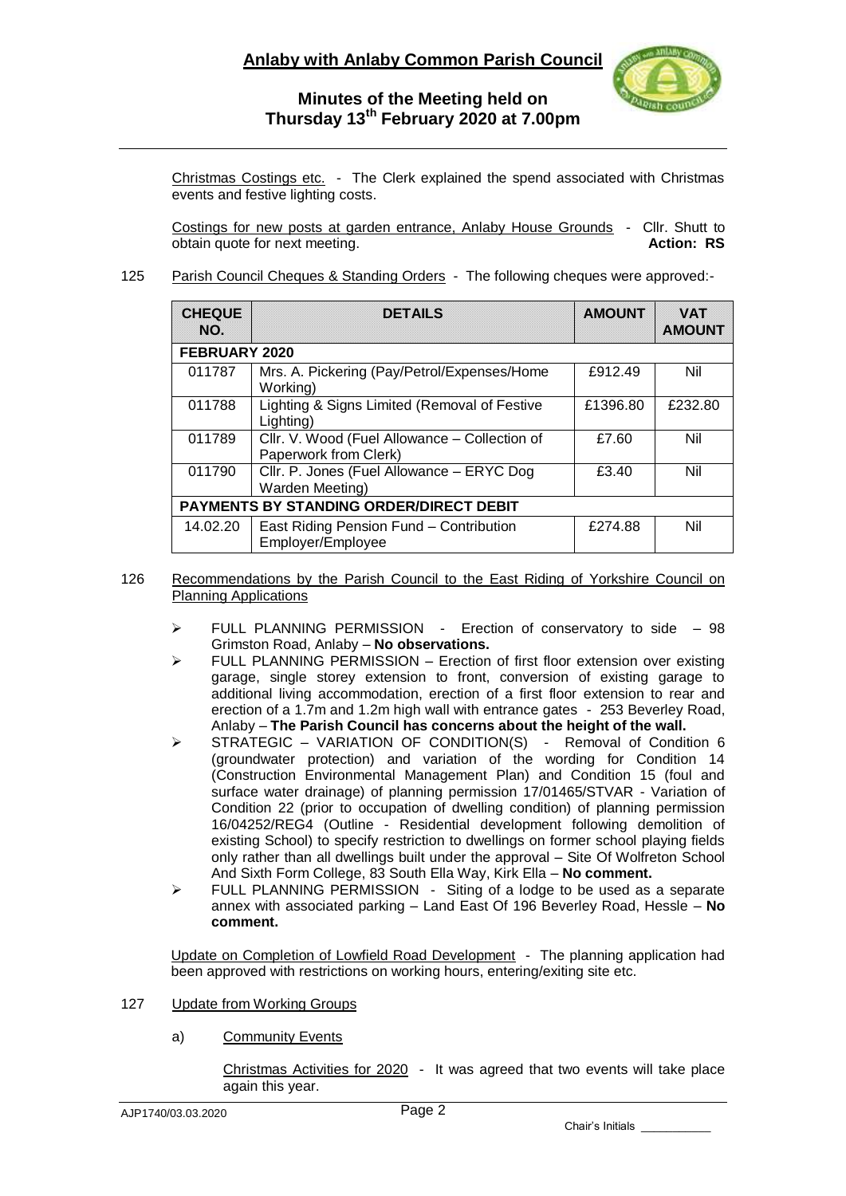Christmas Costings etc. - The Clerk explained the spend associated with Christmas events and festive lighting costs.

Costings for new posts at garden entrance, Anlaby House Grounds - Cllr. Shutt to obtain quote for next meeting. **Action: RS**

125 Parish Council Cheques & Standing Orders - The following cheques were approved:-

| CHEQUE NO. | DETAILS | AMOUNT | VAT AMOUNT |
|---|---|---|---|
| **FEBRUARY 2020** | | | |
| 011787 | Mrs. A. Pickering (Pay/Petrol/Expenses/Home Working) | £912.49 | Nil |
| 011788 | Lighting & Signs Limited (Removal of Festive Lighting) | £1396.80 | £232.80 |
| 011789 | Cllr. V. Wood (Fuel Allowance – Collection of Paperwork from Clerk) | £7.60 | Nil |
| 011790 | Cllr. P. Jones (Fuel Allowance – ERYC Dog Warden Meeting) | £3.40 | Nil |
| **PAYMENTS BY STANDING ORDER/DIRECT DEBIT** | | | |
| 14.02.20 | East Riding Pension Fund – Contribution Employer/Employee | £274.88 | Nil |

126 Recommendations by the Parish Council to the East Riding of Yorkshire Council on Planning Applications

- FULL PLANNING PERMISSION - Erection of conservatory to side – 98 Grimston Road, Anlaby – **No observations.**
- FULL PLANNING PERMISSION – Erection of first floor extension over existing garage, single storey extension to front, conversion of existing garage to additional living accommodation, erection of a first floor extension to rear and erection of a 1.7m and 1.2m high wall with entrance gates - 253 Beverley Road, Anlaby – **The Parish Council has concerns about the height of the wall.**
- STRATEGIC – VARIATION OF CONDITION(S) - Removal of Condition 6 (groundwater protection) and variation of the wording for Condition 14 (Construction Environmental Management Plan) and Condition 15 (foul and surface water drainage) of planning permission 17/01465/STVAR - Variation of Condition 22 (prior to occupation of dwelling condition) of planning permission 16/04252/REG4 (Outline - Residential development following demolition of existing School) to specify restriction to dwellings on former school playing fields only rather than all dwellings built under the approval – Site Of Wolfreton School And Sixth Form College, 83 South Ella Way, Kirk Ella – **No comment.**
- FULL PLANNING PERMISSION - Siting of a lodge to be used as a separate annex with associated parking – Land East Of 196 Beverley Road, Hessle – **No comment.**

Update on Completion of Lowfield Road Development - The planning application had been approved with restrictions on working hours, entering/exiting site etc.

127 Update from Working Groups

a) Community Events

Christmas Activities for 2020 - It was agreed that two events will take place again this year.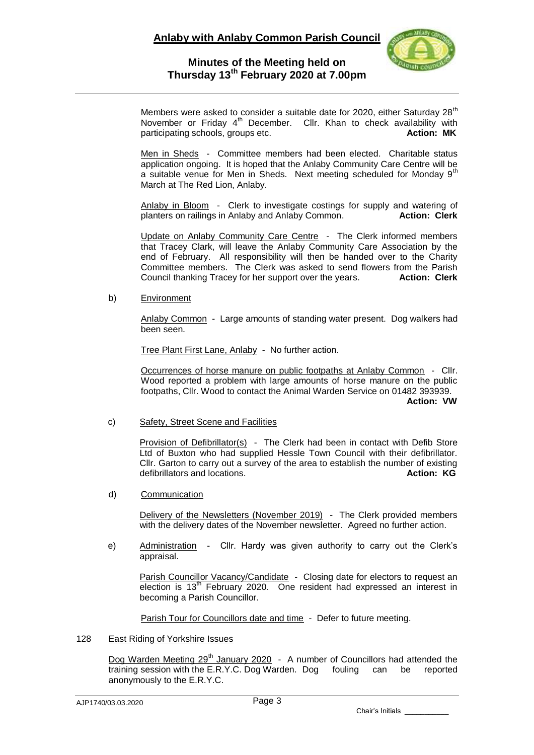Members were asked to consider a suitable date for 2020, either Saturday 28th November or Friday 4th December. Cllr. Khan to check availability with participating schools, groups etc. **Action: MK**

Men in Sheds - Committee members had been elected. Charitable status application ongoing. It is hoped that the Anlaby Community Care Centre will be a suitable venue for Men in Sheds. Next meeting scheduled for Monday 9th March at The Red Lion, Anlaby.

Anlaby in Bloom - Clerk to investigate costings for supply and watering of planters on railings in Anlaby and Anlaby Common. **Action: Clerk**

Update on Anlaby Community Care Centre - The Clerk informed members that Tracey Clark, will leave the Anlaby Community Care Association by the end of February. All responsibility will then be handed over to the Charity Committee members. The Clerk was asked to send flowers from the Parish Council thanking Tracey for her support over the years. **Action: Clerk**

b) Environment

Anlaby Common - Large amounts of standing water present. Dog walkers had been seen.

Tree Plant First Lane, Anlaby - No further action.

Occurrences of horse manure on public footpaths at Anlaby Common - Cllr. Wood reported a problem with large amounts of horse manure on the public footpaths, Cllr. Wood to contact the Animal Warden Service on 01482 393939. **Action: VW**

c) Safety, Street Scene and Facilities

Provision of Defibrillator(s) - The Clerk had been in contact with Defib Store Ltd of Buxton who had supplied Hessle Town Council with their defibrillator. Cllr. Garton to carry out a survey of the area to establish the number of existing defibrillators and locations. **Action: KG**

d) Communication

Delivery of the Newsletters (November 2019) - The Clerk provided members with the delivery dates of the November newsletter. Agreed no further action.

e) Administration - Cllr. Hardy was given authority to carry out the Clerk's appraisal.

Parish Councillor Vacancy/Candidate - Closing date for electors to request an election is 13th February 2020. One resident had expressed an interest in becoming a Parish Councillor.

Parish Tour for Councillors date and time - Defer to future meeting.

128 East Riding of Yorkshire Issues

Dog Warden Meeting 29th January 2020 - A number of Councillors had attended the training session with the E.R.Y.C. Dog Warden. Dog fouling can be reported anonymously to the E.R.Y.C.

AJP1740/03.03.2020

Chair's Initials ___________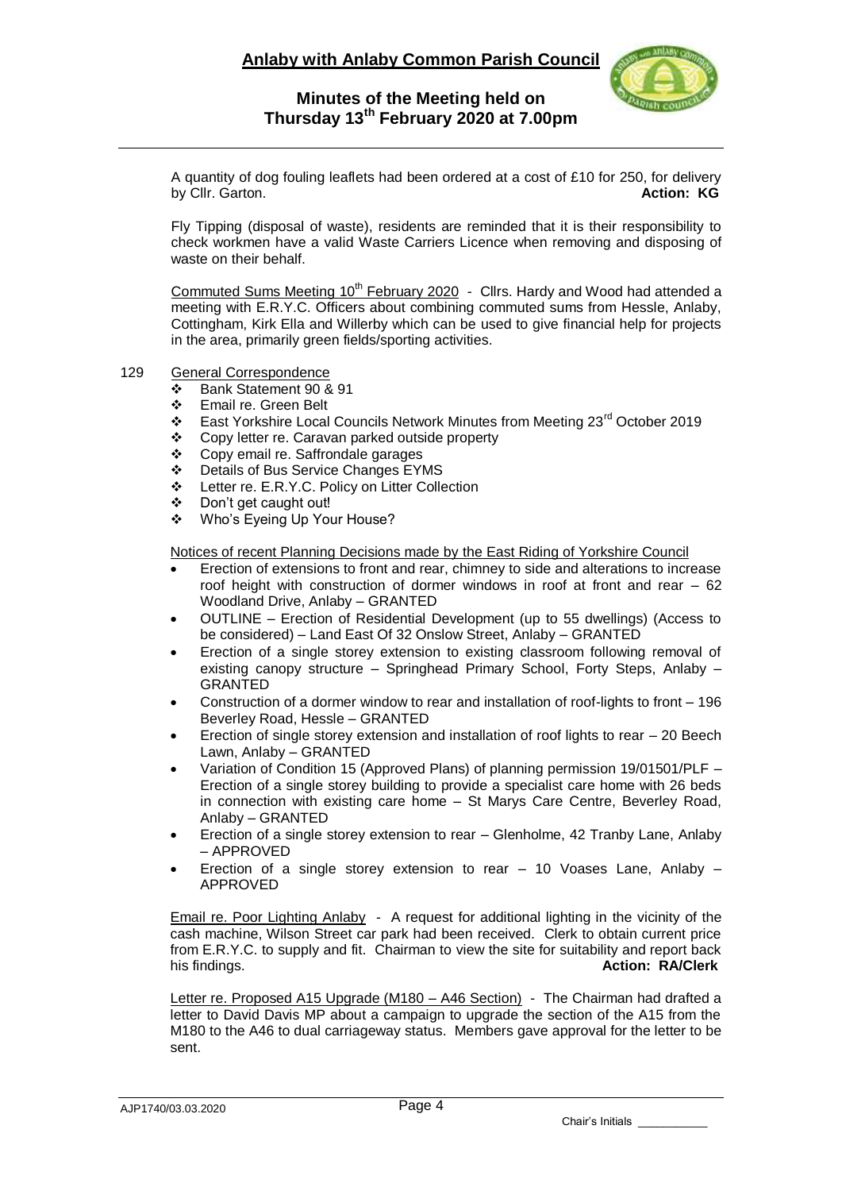A quantity of dog fouling leaflets had been ordered at a cost of £10 for 250, for delivery by Cllr. Garton. **Action: KG**

Fly Tipping (disposal of waste), residents are reminded that it is their responsibility to check workmen have a valid Waste Carriers Licence when removing and disposing of waste on their behalf.

Commuted Sums Meeting 10th February 2020 - Cllrs. Hardy and Wood had attended a meeting with E.R.Y.C. Officers about combining commuted sums from Hessle, Anlaby, Cottingham, Kirk Ella and Willerby which can be used to give financial help for projects in the area, primarily green fields/sporting activities.

129 General Correspondence

- Bank Statement 90 & 91
- Email re. Green Belt
- East Yorkshire Local Councils Network Minutes from Meeting 23rd October 2019
- Copy letter re. Caravan parked outside property
- Copy email re. Saffrondale garages
- Details of Bus Service Changes EYMS
- Letter re. E.R.Y.C. Policy on Litter Collection
- Don't get caught out!
- Who's Eyeing Up Your House?

Notices of recent Planning Decisions made by the East Riding of Yorkshire Council

- Erection of extensions to front and rear, chimney to side and alterations to increase roof height with construction of dormer windows in roof at front and rear – 62 Woodland Drive, Anlaby – GRANTED
- OUTLINE – Erection of Residential Development (up to 55 dwellings) (Access to be considered) – Land East Of 32 Onslow Street, Anlaby – GRANTED
- Erection of a single storey extension to existing classroom following removal of existing canopy structure – Springhead Primary School, Forty Steps, Anlaby – GRANTED
- Construction of a dormer window to rear and installation of roof-lights to front – 196 Beverley Road, Hessle – GRANTED
- Erection of single storey extension and installation of roof lights to rear – 20 Beech Lawn, Anlaby – GRANTED
- Variation of Condition 15 (Approved Plans) of planning permission 19/01501/PLF – Erection of a single storey building to provide a specialist care home with 26 beds in connection with existing care home – St Marys Care Centre, Beverley Road, Anlaby – GRANTED
- Erection of a single storey extension to rear – Glenholme, 42 Tranby Lane, Anlaby – APPROVED
- Erection of a single storey extension to rear – 10 Voases Lane, Anlaby – APPROVED

Email re. Poor Lighting Anlaby - A request for additional lighting in the vicinity of the cash machine, Wilson Street car park had been received. Clerk to obtain current price from E.R.Y.C. to supply and fit. Chairman to view the site for suitability and report back his findings. **Action: RA/Clerk**

Letter re. Proposed A15 Upgrade (M180 – A46 Section) - The Chairman had drafted a letter to David Davis MP about a campaign to upgrade the section of the A15 from the M180 to the A46 to dual carriageway status. Members gave approval for the letter to be sent.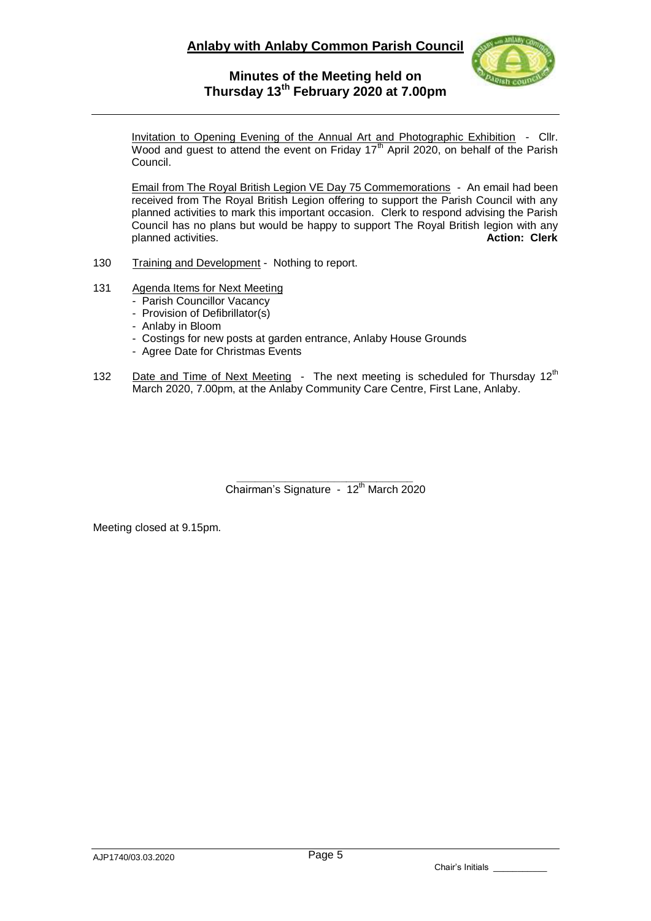Invitation to Opening Evening of the Annual Art and Photographic Exhibition - Cllr. Wood and guest to attend the event on Friday 17th April 2020, on behalf of the Parish Council.

Email from The Royal British Legion VE Day 75 Commemorations - An email had been received from The Royal British Legion offering to support the Parish Council with any planned activities to mark this important occasion. Clerk to respond advising the Parish Council has no plans but would be happy to support The Royal British legion with any planned activities. **Action: Clerk**

130 Training and Development - Nothing to report.

131 Agenda Items for Next Meeting

- Parish Councillor Vacancy
- Provision of Defibrillator(s)
- Anlaby in Bloom
- Costings for new posts at garden entrance, Anlaby House Grounds
- Agree Date for Christmas Events

132 Date and Time of Next Meeting - The next meeting is scheduled for Thursday 12th March 2020, 7.00pm, at the Anlaby Community Care Centre, First Lane, Anlaby.

\_\_\_\_\_\_\_\_\_\_\_\_\_\_\_\_\_\_\_\_\_\_\_\_\_\_\_\_\_\_

Chairman's Signature - 12th March 2020

Meeting closed at 9.15pm.

AJP1740/03.03.2020

Chair's Initials \_\_\_\_\_\_\_\_\_\_\_